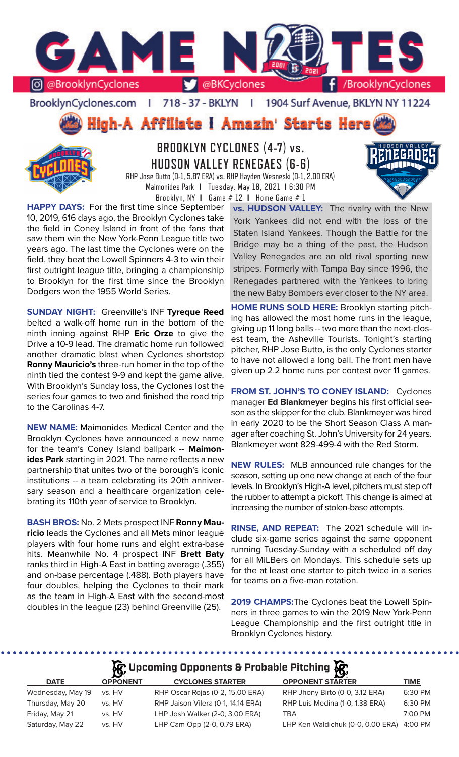# GAME NOTES

@BrooklynCyclones | @BKCyclones | /BrooklynCyclones

BrooklynCyclones.com | 718-37-BKLYN | 1904 Surf Avenue, BKLYN NY 11224

## High-A Affiliate I Amazin' Starts Here

## BROOKLYN CYCLONES (4-7) vs. HUDSON VALLEY RENEGAES (6-6)

RHP Jose Butto (0-1, 5.87 ERA) vs. RHP Hayden Wesneski (0-1, 2.00 ERA)
Maimonides Park | Tuesday, May 18, 2021 | 6:30 PM
Brooklyn, NY | Game # 12 | Home Game # 1

**HAPPY DAYS:** For the first time since September 10, 2019, 616 days ago, the Brooklyn Cyclones take the field in Coney Island in front of the fans that saw them win the New York-Penn League title two years ago. The last time the Cyclones were on the field, they beat the Lowell Spinners 4-3 to win their first outright league title, bringing a championship to Brooklyn for the first time since the Brooklyn Dodgers won the 1955 World Series.

**SUNDAY NIGHT:** Greenville's INF **Tyreque Reed** belted a walk-off home run in the bottom of the ninth inning against RHP **Eric Orze** to give the Drive a 10-9 lead. The dramatic home run followed another dramatic blast when Cyclones shortstop **Ronny Mauricio's** three-run homer in the top of the ninth tied the contest 9-9 and kept the game alive. With Brooklyn's Sunday loss, the Cyclones lost the series four games to two and finished the road trip to the Carolinas 4-7.

**NEW NAME:** Maimonides Medical Center and the Brooklyn Cyclones have announced a new name for the team's Coney Island ballpark -- **Maimonides Park** starting in 2021. The name reflects a new partnership that unites two of the borough's iconic institutions -- a team celebrating its 20th anniversary season and a healthcare organization celebrating its 110th year of service to Brooklyn.

**BASH BROS:** No. 2 Mets prospect INF **Ronny Mauricio** leads the Cyclones and all Mets minor league players with four home runs and eight extra-base hits. Meanwhile No. 4 prospect INF **Brett Baty** ranks third in High-A East in batting average (.355) and on-base percentage (.488). Both players have four doubles, helping the Cyclones to their mark as the team in High-A East with the second-most doubles in the league (23) behind Greenville (25).

**vs. HUDSON VALLEY:** The rivalry with the New York Yankees did not end with the loss of the Staten Island Yankees. Though the Battle for the Bridge may be a thing of the past, the Hudson Valley Renegades are an old rival sporting new stripes. Formerly with Tampa Bay since 1996, the Renegades partnered with the Yankees to bring the new Baby Bombers ever closer to the NY area.

**HOME RUNS SOLD HERE:** Brooklyn starting pitching has allowed the most home runs in the league, giving up 11 long balls -- two more than the next-closest team, the Asheville Tourists. Tonight's starting pitcher, RHP Jose Butto, is the only Cyclones starter to have not allowed a long ball. The front men have given up 2.2 home runs per contest over 11 games.

**FROM ST. JOHN'S TO CONEY ISLAND:** Cyclones manager **Ed Blankmeyer** begins his first official season as the skipper for the club. Blankmeyer was hired in early 2020 to be the Short Season Class A manager after coaching St. John's University for 24 years. Blankmeyer went 829-499-4 with the Red Storm.

**NEW RULES:** MLB announced rule changes for the season, setting up one new change at each of the four levels. In Brooklyn's High-A level, pitchers must step off the rubber to attempt a pickoff. This change is aimed at increasing the number of stolen-base attempts.

**RINSE, AND REPEAT:** The 2021 schedule will include six-game series against the same opponent running Tuesday-Sunday with a scheduled off day for all MiLBers on Mondays. This schedule sets up for the at least one starter to pitch twice in a series for teams on a five-man rotation.

**2019 CHAMPS:** The Cyclones beat the Lowell Spinners in three games to win the 2019 New York-Penn League Championship and the first outright title in Brooklyn Cyclones history.

## Upcoming Opponents & Probable Pitching

| DATE | OPPONENT | CYCLONES STARTER | OPPONENT STARTER | TIME |
|---|---|---|---|---|
| Wednesday, May 19 | vs. HV | RHP Oscar Rojas (0-2, 15.00 ERA) | RHP Jhony Birto (0-0, 3.12 ERA) | 6:30 PM |
| Thursday, May 20 | vs. HV | RHP Jaison Vilera (0-1, 14.14 ERA) | RHP Luis Medina (1-0, 1.38 ERA) | 6:30 PM |
| Friday, May 21 | vs. HV | LHP Josh Walker (2-0, 3.00 ERA) | TBA | 7:00 PM |
| Saturday, May 22 | vs. HV | LHP Cam Opp (2-0, 0.79 ERA) | LHP Ken Waldichuk (0-0, 0.00 ERA) | 4:00 PM |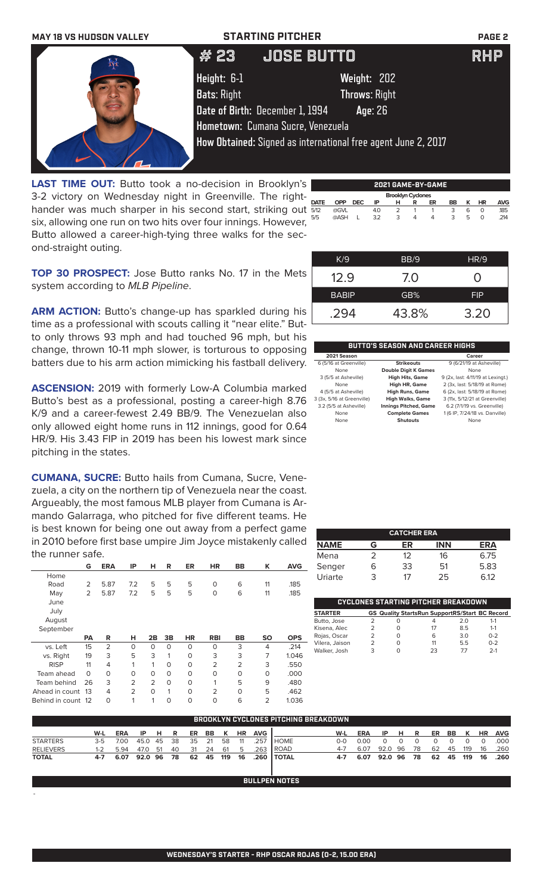MAY 18 VS HUDSON VALLEY — STARTING PITCHER

# # 23 JOSE BUTTO — RHP

**Height:** 6-1  **Weight:** 202
**Bats:** Right  **Throws:** Right
**Date of Birth:** December 1, 1994  **Age:** 26
**Hometown:** Cumana Sucre, Venezuela
**How Obtained:** Signed as international free agent June 2, 2017

**LAST TIME OUT:** Butto took a no-decision in Brooklyn's 3-2 victory on Wednesday night in Greenville. The right-hander was much sharper in his second start, striking out six, allowing one run on two hits over four innings. However, Butto allowed a career-high-tying three walks for the second-straight outing.

**TOP 30 PROSPECT:** Jose Butto ranks No. 17 in the Mets system according to *MLB Pipeline*.

**ARM ACTION:** Butto's change-up has sparkled during his time as a professional with scouts calling it "near elite." Butto only throws 93 mph and had touched 96 mph, but his change, thrown 10-11 mph slower, is torturous to opposing batters due to his arm action mimicking his fastball delivery.

**ASCENSION:** 2019 with formerly Low-A Columbia marked Butto's best as a professional, posting a career-high 8.76 K/9 and a career-fewest 2.49 BB/9. The Venezuelan also only allowed eight home runs in 112 innings, good for 0.64 HR/9. His 3.43 FIP in 2019 has been his lowest mark since pitching in the states.

**CUMANA, SUCRE:** Butto hails from Cumana, Sucre, Venezuela, a city on the northern tip of Venezuela near the coast. Argueably, the most famous MLB player from Cumana is Armando Galarraga, who pitched for five different teams. He is best known for being one out away from a perfect game in 2010 before first base umpire Jim Joyce mistakenly called the runner safe.

| | G | ERA | IP | H | R | ER | HR | BB | K | AVG |
|---|---|---|---|---|---|---|---|---|---|---|
| Home | | | | | | | | | | |
| Road | 2 | 5.87 | 7.2 | 5 | 5 | 5 | 0 | 6 | 11 | .185 |
| May | 2 | 5.87 | 7.2 | 5 | 5 | 5 | 0 | 6 | 11 | .185 |
| June | | | | | | | | | | |
| July | | | | | | | | | | |
| August | | | | | | | | | | |
| September | | | | | | | | | | |

| | PA | R | H | 2B | 3B | HR | RBI | BB | SO | OPS |
|---|---|---|---|---|---|---|---|---|---|---|
| vs. Left | 15 | 2 | 0 | 0 | 0 | 0 | 0 | 3 | 4 | .214 |
| vs. Right | 19 | 3 | 5 | 3 | 1 | 0 | 3 | 3 | 7 | 1.046 |
| RISP | 11 | 4 | 1 | 1 | 0 | 0 | 2 | 2 | 3 | .550 |
| Team ahead | 0 | 0 | 0 | 0 | 0 | 0 | 0 | 0 | 0 | .000 |
| Team behind | 26 | 3 | 2 | 2 | 0 | 0 | 1 | 5 | 9 | .480 |
| Ahead in count | 13 | 4 | 2 | 0 | 1 | 0 | 2 | 0 | 5 | .462 |
| Behind in count | 12 | 0 | 1 | 1 | 0 | 0 | 0 | 6 | 2 | 1.036 |

## 2021 GAME-BY-GAME

Brooklyn Cyclones

| DATE | OPP | DEC | IP | H | R | ER | BB | K | HR | AVG |
|---|---|---|---|---|---|---|---|---|---|---|
| 5/12 | @GVL | | 4.0 | 2 | 1 | 1 | 3 | 6 | 0 | .185 |
| 5/5 | @ASH | L | 3.2 | 3 | 4 | 4 | 3 | 5 | 0 | .214 |

| K/9 | BB/9 | HR/9 |
|---|---|---|
| 12.9 | 7.0 | 0 |
| **BABIP** | **GB%** | **FIP** |
| .294 | 43.8% | 3.20 |

## BUTTO'S SEASON AND CAREER HIGHS

| 2021 Season | | Career |
|---|---|---|
| 6 (5/16 at Greenville) | Strikeouts | 9 (6/21/19 at Asheville) |
| None | Double Digit K Games | None |
| 3 (5/5 at Asheville) | High Hits, Game | 9 (2x, last: 4/11/19 at Lexingt.) |
| None | High HR, Game | 2 (3x, last: 5/18/19 at Rome) |
| 4 (5/5 at Asheville) | High Runs, Game | 6 (2x, last: 5/18/19 at Rome) |
| 3 (3x, 5/16 at Greenville) | High Walks, Game | 3 (11x, 5/12/21 at Greenville) |
| 3.2 (5/5 at Asheville) | Innings Pitched, Game | 6.2 (7/1/19 vs. Greenville) |
| None | Complete Games | 1 (6 IP, 7/24/18 vs. Danville) |
| None | Shutouts | None |

## CATCHER ERA

| NAME | G | ER | INN | ERA |
|---|---|---|---|---|
| Mena | 2 | 12 | 16 | 6.75 |
| Senger | 6 | 33 | 51 | 5.83 |
| Uriarte | 3 | 17 | 25 | 6.12 |

## CYCLONES STARTING PITCHER BREAKDOWN

| STARTER | GS | Quality Starts | Run Support | RS/Start | BC Record |
|---|---|---|---|---|---|
| Butto, Jose | 2 | 0 | 4 | 2.0 | 1-1 |
| Kisena, Alec | 2 | 0 | 17 | 8.5 | 1-1 |
| Rojas, Oscar | 2 | 0 | 6 | 3.0 | 0-2 |
| Vilera, Jaison | 2 | 0 | 11 | 5.5 | 0-2 |
| Walker, Josh | 3 | 0 | 23 | 7.7 | 2-1 |

## BROOKLYN CYCLONES PITCHING BREAKDOWN

| | W-L | ERA | IP | H | R | ER | BB | K | HR | AVG |
|---|---|---|---|---|---|---|---|---|---|---|
| STARTERS | 3-5 | 7.00 | 45.0 | 45 | 38 | 35 | 21 | 58 | 11 | .257 |
| RELIEVERS | 1-2 | 5.94 | 47.0 | 51 | 40 | 31 | 24 | 61 | 5 | .263 |
| TOTAL | 4-7 | 6.07 | 92.0 | 96 | 78 | 62 | 45 | 119 | 16 | .260 |

| | W-L | ERA | IP | H | R | ER | BB | K | HR | AVG |
|---|---|---|---|---|---|---|---|---|---|---|
| HOME | 0-0 | 0.00 | 0 | 0 | 0 | 0 | 0 | 0 | 0 | .000 |
| ROAD | 4-7 | 6.07 | 92.0 | 96 | 78 | 62 | 45 | 119 | 16 | .260 |
| TOTAL | 4-7 | 6.07 | 92.0 | 96 | 78 | 62 | 45 | 119 | 16 | .260 |

## BULLPEN NOTES

-

**WEDNESDAY'S STARTER - RHP OSCAR ROJAS (0-2, 15.00 ERA)**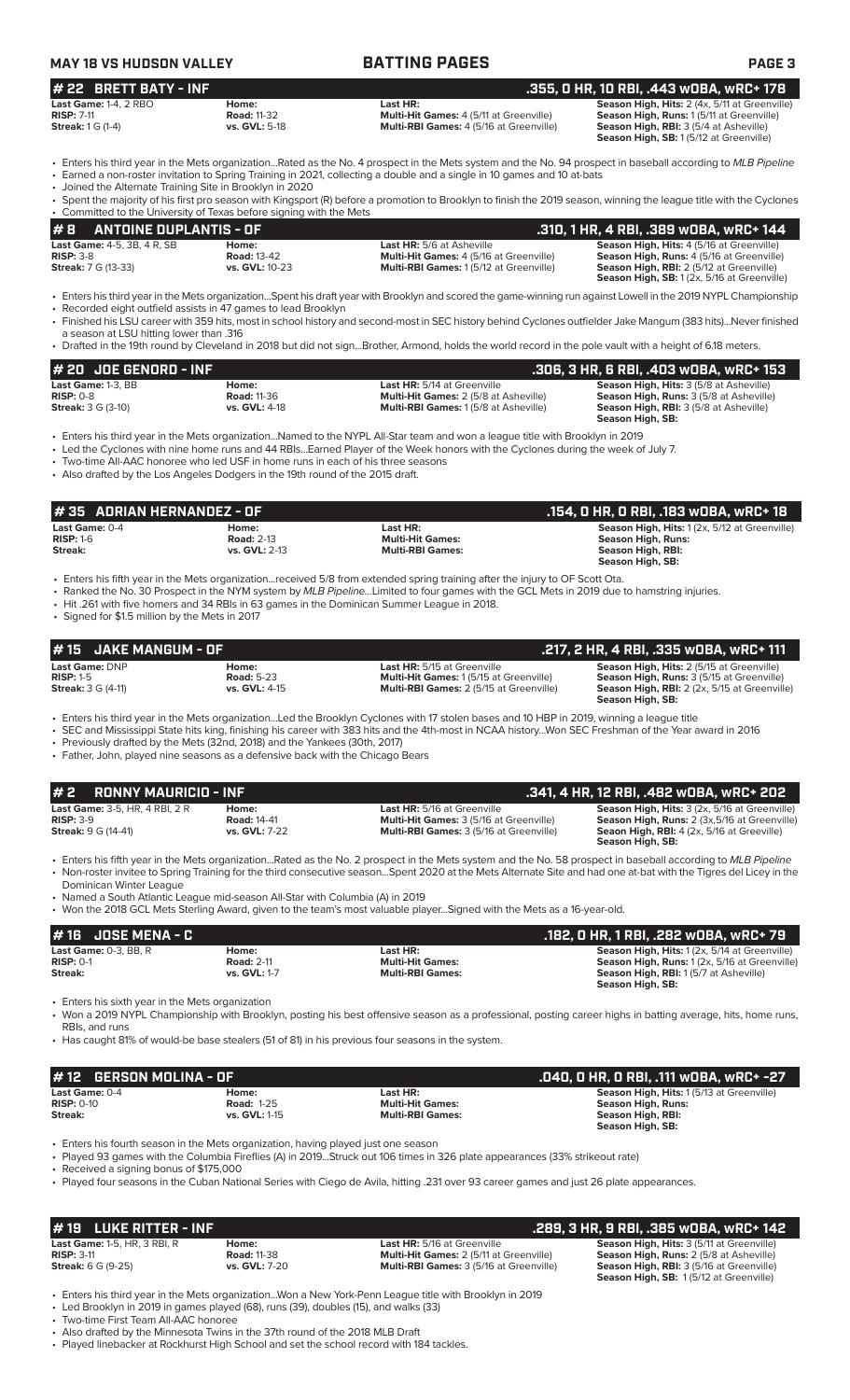## MAY 18 VS HUDSON VALLEY — BATTING PAGES

## # 22 BRETT BATY - INF — .355, 0 HR, 10 RBI, .443 wOBA, wRC+ 178

| | | | |
|---|---|---|---|
| **Last Game:** 1-4, 2 RBO | **Home:** | **Last HR:** | **Season High, Hits:** 2 (4x, 5/11 at Greenville) |
| **RISP:** 7-11 | **Road:** 11-32 | **Multi-Hit Games:** 4 (5/11 at Greenville) | **Season High, Runs:** 1 (5/11 at Greenville) |
| **Streak:** 1 G (1-4) | **vs. GVL:** 5-18 | **Multi-RBI Games:** 4 (5/16 at Greenville) | **Season High, RBI:** 3 (5/4 at Asheville) |
| | | | **Season High, SB:** 1 (5/12 at Greenville) |

- Enters his third year in the Mets organization...Rated as the No. 4 prospect in the Mets system and the No. 94 prospect in baseball according to *MLB Pipeline*
- Earned a non-roster invitation to Spring Training in 2021, collecting a double and a single in 10 games and 10 at-bats
- Joined the Alternate Training Site in Brooklyn in 2020
- Spent the majority of his first pro season with Kingsport (R) before a promotion to Brooklyn to finish the 2019 season, winning the league title with the Cyclones
- Committed to the University of Texas before signing with the Mets

## # 8 ANTOINE DUPLANTIS - OF — .310, 1 HR, 4 RBI, .389 wOBA, wRC+ 144

| | | | |
|---|---|---|---|
| **Last Game:** 4-5, 3B, 4 R, SB | **Home:** | **Last HR:** 5/6 at Asheville | **Season High, Hits:** 4 (5/16 at Greenville) |
| **RISP:** 3-8 | **Road:** 13-42 | **Multi-Hit Games:** 4 (5/16 at Greenville) | **Season High, Runs:** 4 (5/16 at Greenville) |
| **Streak:** 7 G (13-33) | **vs. GVL:** 10-23 | **Multi-RBI Games:** 1 (5/12 at Greenville) | **Season High, RBI:** 2 (5/12 at Greenville) |
| | | | **Season High, SB:** 1 (2x, 5/16 at Greenville) |

- Enters his third year in the Mets organization...Spent his draft year with Brooklyn and scored the game-winning run against Lowell in the 2019 NYPL Championship
- Recorded eight outfield assists in 47 games to lead Brooklyn
- Finished his LSU career with 359 hits, most in school history and second-most in SEC history behind Cyclones outfielder Jake Mangum (383 hits)...Never finished a season at LSU hitting lower than .316
- Drafted in the 19th round by Cleveland in 2018 but did not sign...Brother, Armond, holds the world record in the pole vault with a height of 6.18 meters.

## # 20 JOE GENORD - INF — .306, 3 HR, 6 RBI, .403 wOBA, wRC+ 153

| | | | |
|---|---|---|---|
| **Last Game:** 1-3, BB | **Home:** | **Last HR:** 5/14 at Greenville | **Season High, Hits:** 3 (5/8 at Asheville) |
| **RISP:** 0-8 | **Road:** 11-36 | **Multi-Hit Games:** 2 (5/8 at Asheville) | **Season High, Runs:** 3 (5/8 at Asheville) |
| **Streak:** 3 G (3-10) | **vs. GVL:** 4-18 | **Multi-RBI Games:** 1 (5/8 at Asheville) | **Season High, RBI:** 3 (5/8 at Asheville) |
| | | | **Season High, SB:** |

- Enters his third year in the Mets organization...Named to the NYPL All-Star team and won a league title with Brooklyn in 2019
- Led the Cyclones with nine home runs and 44 RBIs...Earned Player of the Week honors with the Cyclones during the week of July 7.
- Two-time All-AAC honoree who led USF in home runs in each of his three seasons
- Also drafted by the Los Angeles Dodgers in the 19th round of the 2015 draft.

## # 35 ADRIAN HERNANDEZ - OF — .154, 0 HR, 0 RBI, .183 wOBA, wRC+ 18

| | | | |
|---|---|---|---|
| **Last Game:** 0-4 | **Home:** | **Last HR:** | **Season High, Hits:** 1 (2x, 5/12 at Greenville) |
| **RISP:** 1-6 | **Road:** 2-13 | **Multi-Hit Games:** | **Season High, Runs:** |
| **Streak:** | **vs. GVL:** 2-13 | **Multi-RBI Games:** | **Season High, RBI:** |
| | | | **Season High, SB:** |

- Enters his fifth year in the Mets organization...received 5/8 from extended spring training after the injury to OF Scott Ota.
- Ranked the No. 30 Prospect in the NYM system by *MLB Pipeline*...Limited to four games with the GCL Mets in 2019 due to hamstring injuries.
- Hit .261 with five homers and 34 RBIs in 63 games in the Dominican Summer League in 2018.
- Signed for $1.5 million by the Mets in 2017

## # 15 JAKE MANGUM - OF — .217, 2 HR, 4 RBI, .335 wOBA, wRC+ 111

| | | | |
|---|---|---|---|
| **Last Game:** DNP | **Home:** | **Last HR:** 5/15 at Greenville | **Season High, Hits:** 2 (5/15 at Greenville) |
| **RISP:** 1-5 | **Road:** 5-23 | **Multi-Hit Games:** 1 (5/15 at Greenville) | **Season High, Runs:** 3 (5/15 at Greenville) |
| **Streak:** 3 G (4-11) | **vs. GVL:** 4-15 | **Multi-RBI Games:** 2 (5/15 at Greenville) | **Season High, RBI:** 2 (2x, 5/15 at Greenville) |
| | | | **Season High, SB:** |

- Enters his third year in the Mets organization...Led the Brooklyn Cyclones with 17 stolen bases and 10 HBP in 2019, winning a league title
- SEC and Mississippi State hits king, finishing his career with 383 hits and the 4th-most in NCAA history...Won SEC Freshman of the Year award in 2016
- Previously drafted by the Mets (32nd, 2018) and the Yankees (30th, 2017)
- Father, John, played nine seasons as a defensive back with the Chicago Bears

## # 2 RONNY MAURICIO - INF — .341, 4 HR, 12 RBI, .482 wOBA, wRC+ 202

| | | | |
|---|---|---|---|
| **Last Game:** 3-5, HR, 4 RBI, 2 R | **Home:** | **Last HR:** 5/16 at Greenville | **Season High, Hits:** 3 (2x, 5/16 at Greenville) |
| **RISP:** 3-9 | **Road:** 14-41 | **Multi-Hit Games:** 3 (5/16 at Greenville) | **Season High, Runs:** 2 (3x,5/16 at Greenville) |
| **Streak:** 9 G (14-41) | **vs. GVL:** 7-22 | **Multi-RBI Games:** 3 (5/16 at Greenville) | **Seaon High, RBI:** 4 (2x, 5/16 at Greville) |
| | | | **Season High, SB:** |

- Enters his fifth year in the Mets organization...Rated as the No. 2 prospect in the Mets system and the No. 58 prospect in baseball according to *MLB Pipeline*
- Non-roster invitee to Spring Training for the third consecutive season...Spent 2020 at the Mets Alternate Site and had one at-bat with the Tigres del Licey in the Dominican Winter League
- Named a South Atlantic League mid-season All-Star with Columbia (A) in 2019
- Won the 2018 GCL Mets Sterling Award, given to the team's most valuable player...Signed with the Mets as a 16-year-old.

## # 16 JOSE MENA - C — .182, 0 HR, 1 RBI, .282 wOBA, wRC+ 79

| | | | |
|---|---|---|---|
| **Last Game:** 0-3, BB, R | **Home:** | **Last HR:** | **Season High, Hits:** 1 (2x, 5/14 at Greenville) |
| **RISP:** 0-1 | **Road:** 2-11 | **Multi-Hit Games:** | **Season High, Runs:** 1 (2x, 5/16 at Greenville) |
| **Streak:** | **vs. GVL:** 1-7 | **Multi-RBI Games:** | **Season High, RBI:** 1 (5/7 at Asheville) |
| | | | **Season High, SB:** |

- Enters his sixth year in the Mets organization
- Won a 2019 NYPL Championship with Brooklyn, posting his best offensive season as a professional, posting career highs in batting average, hits, home runs, RBIs, and runs
- Has caught 81% of would-be base stealers (51 of 81) in his previous four seasons in the system.

## # 12 GERSON MOLINA - OF — .040, 0 HR, 0 RBI, .111 wOBA, wRC+ -27

| | | | |
|---|---|---|---|
| **Last Game:** 0-4 | **Home:** | **Last HR:** | **Season High, Hits:** 1 (5/13 at Greenville) |
| **RISP:** 0-10 | **Road:** 1-25 | **Multi-Hit Games:** | **Season High, Runs:** |
| **Streak:** | **vs. GVL:** 1-15 | **Multi-RBI Games:** | **Season High, RBI:** |
| | | | **Season High, SB:** |

- Enters his fourth season in the Mets organization, having played just one season
- Played 93 games with the Columbia Fireflies (A) in 2019...Struck out 106 times in 326 plate appearances (33% strikeout rate)
- Received a signing bonus of $175,000
- Played four seasons in the Cuban National Series with Ciego de Avila, hitting .231 over 93 career games and just 26 plate appearances.

## # 19 LUKE RITTER - INF — .289, 3 HR, 9 RBI, .385 wOBA, wRC+ 142

| | | | |
|---|---|---|---|
| **Last Game:** 1-5, HR, 3 RBI, R | **Home:** | **Last HR:** 5/16 at Greenville | **Season High, Hits:** 3 (5/11 at Greenville) |
| **RISP:** 3-11 | **Road:** 11-38 | **Multi-Hit Games:** 2 (5/11 at Greenville) | **Season High, Runs:** 2 (5/8 at Asheville) |
| **Streak:** 6 G (9-25) | **vs. GVL:** 7-20 | **Multi-RBI Games:** 3 (5/16 at Greenville) | **Season High, RBI:** 3 (5/16 at Greenville) |
| | | | **Season High, SB:** 1 (5/12 at Greenville) |

- Enters his third year in the Mets organization...Won a New York-Penn League title with Brooklyn in 2019
- Led Brooklyn in 2019 in games played (68), runs (39), doubles (15), and walks (33)
- Two-time First Team All-AAC honoree
- Also drafted by the Minnesota Twins in the 37th round of the 2018 MLB Draft
- Played linebacker at Rockhurst High School and set the school record with 184 tackles.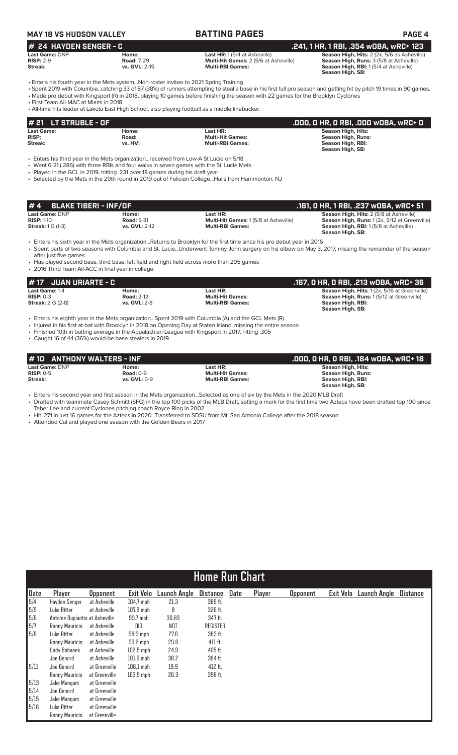**MAY 18 VS HUDSON VALLEY** — **BATTING PAGES**

## # 24 HAYDEN SENGER - C — .241, 1 HR, 1 RBI, .354 wOBA, wRC+ 123

| | | | |
|---|---|---|---|
| **Last Game:** DNP | **Home:** | **Last HR:** 1 (5/4 at Asheville) | **Season High, Hits:** 2 (2x, 5/6 as Asheville) |
| **RISP:** 2-9 | **Road:** 7-29 | **Multi-Hit Games:** 2 (5/6 at Asheville) | **Season High, Runs:** 3 (5/8 at Asheville) |
| **Streak:** | **vs. GVL:** 2-15 | **Multi-RBI Games:** | **Season High, RBI:** 1 (5/4 at Asheville) |
| | | | **Season High, SB:** |

- Enters his fourth year in the Mets system...Non-roster invitee to 2021 Spring Training
- Spent 2019 with Columbia, catching 33 of 87 (38%) of runners attempting to steal a base in his first full pro season and getting hit by pitch 19 times in 90 games.
- Made pro debut with Kingsport (R) in 2018, playing 10 games before finishing the season with 22 games for the Brooklyn Cyclones
- First-Team All-MAC at Miami in 2018
- All-time hits leader at Lakota East High School, also playing football as a middle linebacker.

## # 21 LT STRUBLE - OF — .000, 0 HR, 0 RBI, .000 wOBA, wRC+ 0

| | | | |
|---|---|---|---|
| **Last Game:** | **Home:** | **Last HR:** | **Season High, Hits:** |
| **RISP:** | **Road:** | **Multi-Hit Games:** | **Season High, Runs:** |
| **Streak:** | **vs. HV:** | **Multi-RBI Games:** | **Season High, RBI:** |
| | | | **Season High, SB:** |

- Enters his third year in the Mets organization...received from Low-A St Lucie on 5/18
- Went 6-21 (.286) with three RBIs and four walks in seven games with the St. Lucie Mets
- Played in the GCL in 2019, hitting .231 over 18 games during his draft year
- Selected by the Mets in the 29th round in 2019 out of Felician College...Hails from Hammonton, NJ

## # 4 BLAKE TIBERI - INF/OF — .161, 0 HR, 1 RBI, .237 wOBA, wRC+ 51

| | | | |
|---|---|---|---|
| **Last Game:** DNP | **Home:** | **Last HR:** | **Season High, Hits:** 2 (5/8 at Asheville) |
| **RISP:** 1-10 | **Road:** 5-31 | **Multi-Hit Games:** 1 (5/8 at Asheville) | **Season High, Runs:** 1 (2x, 5/12 at Greenville) |
| **Streak:** 1 G (1-3) | **vs. GVL:** 2-12 | **Multi-RBI Games:** | **Season High, RBI:** 1 (5/8 at Asheville) |
| | | | **Season High, SB:** |

- Enters his sixth year in the Mets organization...Returns to Brooklyn for the first time since his pro debut year in 2016
- Spent parts of two seasons with Columbia and St. Lucie...Underwent Tommy John surgery on his elbow on May 3, 2017, missing the remainder of the season after just five games
- Has played second base, third base, left field and right field across more than 295 games
- 2016 Third Team All-ACC in final year in college.

## # 17 JUAN URIARTE - C — .167, 0 HR, 0 RBI, .213 wOBA, wRC+ 36

| | | | |
|---|---|---|---|
| **Last Game:** 1-4 | **Home:** | **Last HR:** | **Season High, Hits:** 1 (2x, 5/16 at Greenville) |
| **RISP:** 0-3 | **Road:** 2-12 | **Multi-Hit Games:** | **Season High, Runs:** 1 (5/12 at Greenville) |
| **Streak:** 2 G (2-8) | **vs. GVL:** 2-8 | **Multi-RBI Games:** | **Season High, RBI:** |
| | | | **Season High, SB:** |

- Enters his eighth year in the Mets organization...Spent 2019 with Columbia (A) and the GCL Mets (R)
- Injured in his first at-bat with Brooklyn in 2018 on Opening Day at Staten Island, missing the entire season
- Finished 10th in batting average in the Appalachian League with Kingsport in 2017, hitting .305
- Caught 16 of 44 (36%) would-be base stealers in 2019.

## # 10 ANTHONY WALTERS - INF — .000, 0 HR, 0 RBI, .184 wOBA, wRC+ 18

| | | | |
|---|---|---|---|
| **Last Game:** DNP | **Home:** | **Last HR:** | **Season High, Hits:** |
| **RISP:** 0-5 | **Road:** 0-9 | **Multi-Hit Games:** | **Season High, Runs:** |
| **Streak:** | **vs. GVL:** 0-9 | **Multi-RBI Games:** | **Season High, RBI:** |
| | | | **Season High, SB:** |

- Enters his second year and first season in the Mets organization...Selected as one of six by the Mets in the 2020 MLB Draft
- Drafted with teammate Casey Schmitt (SFG) in the top 100 picks of the MLB Draft, setting a mark for the first time two Aztecs have been drafted top 100 since Taber Lee and current Cyclones pitching coach Royce Ring in 2002
- Hit .271 in just 16 games for the Aztecs in 2020...Transferred to SDSU from Mt. San Antonio College after the 2018 season
- Attended Cal and played one season with the Golden Bears in 2017

## Home Run Chart

| Date | Player | Opponent | Exit Velo | Launch Angle | Distance | Date | Player | Opponent | Exit Velo | Launch Angle | Distance |
|---|---|---|---|---|---|---|---|---|---|---|---|
| 5/4 | Hayden Senger | at Asheville | 104.7 mph | 21.3 | 389 ft. | | | | | | |
| 5/5 | Luke Ritter | at Asheville | 107.9 mph | 8 | 326 ft. | | | | | | |
| 5/6 | Antoine Duplantis | at Asheville | 93.7 mph | 30.83 | 347 ft. | | | | | | |
| 5/7 | Ronny Mauricio | at Asheville | DID | NOT | REGISTER | | | | | | |
| 5/8 | Luke Ritter | at Asheville | 98.3 mph | 27.6 | 383 ft. | | | | | | |
| | Ronny Mauricio | at Asheville | 99.2 mph | 29.6 | 411 ft. | | | | | | |
| | Cody Bohanek | at Asheville | 102.5 mph | 24.9 | 405 ft. | | | | | | |
| | Joe Genord | at Asheville | 101.6 mph | 38.2 | 384 ft. | | | | | | |
| 5/11 | Joe Genord | at Greenville | 106.1 mph | 19.9 | 412 ft. | | | | | | |
| | Ronny Mauricio | at Greenville | 103.9 mph | 26.3 | 398 ft. | | | | | | |
| 5/13 | Jake Mangum | at Greenville | | | | | | | | | |
| 5/14 | Joe Genord | at Greenville | | | | | | | | | |
| 5/15 | Jake Mangum | at Greenville | | | | | | | | | |
| 5/16 | Luke Ritter | at Greenville | | | | | | | | | |
| | Ronny Mauricio | at Greenville | | | | | | | | | |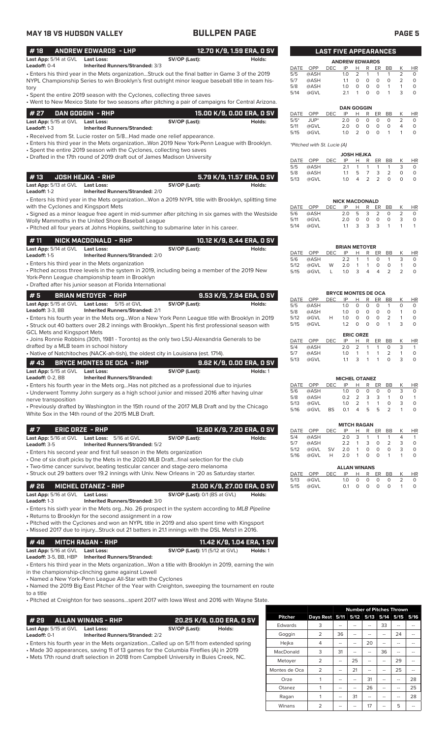# MAY 18 VS HUDSON VALLEY — BULLPEN PAGE

## #18 ANDREW EDWARDS - LHP — 12.70 K/9, 1.59 ERA, 0 SV

**Last App:** 5/14 at GVL **Last Loss:** **SV/OP (Last):** **Holds:**
**Leadoff:** 0-4 **Inherited Runners/Stranded:** 3/3

- Enters his third year in the Mets organization...Struck out the final batter in Game 3 of the 2019 NYPL Championship Series to win Brooklyn's first outright minor league baseball title in team history
- Spent the entire 2019 season with the Cyclones, collecting three saves
- Went to New Mexico State for two seasons after pitching a pair of campaigns for Central Arizona.

## #27 DAN GOGGIN - RHP — 15.00 K/9, 0.00 ERA, 0 SV

**Last App:** 5/15 at GVL **Last Loss:** **SV/OP (Last):** **Holds:**
**Leadoff:** 1-3 **Inherited Runners/Stranded:**

- Received from St. Lucie roster on 5/8...Had made one relief appearance.
- Enters his third year in the Mets organization...Won 2019 New York-Penn League with Brooklyn.
- Spent the entire 2019 season with the Cyclones, collecting two saves
- Drafted in the 17th round of 2019 draft out of James Madison University

## #13 JOSH HEJKA - RHP — 5.79 K/9, 11.57 ERA, 0 SV

**Last App:** 5/13 at GVL **Last Loss:** **SV/OP (Last):** **Holds:**
**Leadoff:** 1-2 **Inherited Runners/Stranded:** 2/0

- Enters his third year in the Mets organization...Won a 2019 NYPL title with Brooklyn, splitting time with the Cyclones and Kingsport Mets
- Signed as a minor league free agent in mid-summer after pitching in six games with the Westside Wolly Mammoths in the United Shore Baseball League
- Pitched all four years at Johns Hopkins, switching to submarine later in his career.

## #11 NICK MACDONALD - RHP — 10.12 K/9, 8.44 ERA, 0 SV

**Last App:** 5/14 at GVL **Last Loss:** **SV/OP (Last):** **Holds:**
**Leadoff:** 1-5 **Inherited Runners/Stranded:** 2/0

- Enters his third year in the Mets organization
- Pitched across three levels in the system in 2019, including being a member of the 2019 New York-Penn League championship team in Brooklyn
- Drafted after his junior season at Florida International

## #5 BRIAN METOYER - RHP — 9.53 K/9, 7.94 ERA, 0 SV

**Last App:** 5/15 at GVL **Last Loss:** 5/15 at GVL **SV/OP (Last):** **Holds:**
**Leadoff:** 3-3, BB **Inherited Runners/Stranded:** 2/1

- Enters his fourth year in the Mets org...Won a New York Penn League title with Brooklyn in 2019
- Struck out 40 batters over 28.2 innings with Brooklyn...Spent his first professional season with GCL Mets and Kingsport Mets
- Joins Ronnie Robbins (30th, 1981 - Toronto) as the only two LSU-Alexandria Generals to be drafted by a MLB team in school history
- Native of Natchitoches (NACK-ah-tish), the oldest city in Louisiana (est. 1714).

## #43 BRYCE MONTES DE OCA - RHP — 9.62 K/9, 0.00 ERA, 0 SV

**Last App:** 5/15 at GVL **Last Loss:** **SV/OP (Last):** **Holds:** 1
**Leadoff:** 0-2, BB **Inherited Runners/Stranded:**

- Enters his fourth year in the Mets org...Has not pitched as a professional due to injuries
- Underwent Tommy John surgery as a high school junior and missed 2016 after having ulnar nerve transposition
- Previously drafted by Washington in the 15th round of the 2017 MLB Draft and by the Chicago White Sox in the 14th round of the 2015 MLB Draft.

## #7 ERIC ORZE - RHP — 12.60 K/9, 7.20 ERA, 0 SV

**Last App:** 5/16 at GVL **Last Loss:** 5/16 at GVL **SV/OP (Last):** **Holds:**
**Leadoff:** 3-5 **Inherited Runners/Stranded:** 5/2

- Enters his second year and first full season in the Mets organization
- One of six draft picks by the Mets in the 2020 MLB Draft...final selection for the club
- Two-time cancer survivor, beating testicular cancer and stage-zero melanoma
- Struck out 29 batters over 19.2 innings with Univ. New Orleans in '20 as Saturday starter.

## #26 MICHEL OTANEZ - RHP — 21.00 K/9, 27.00 ERA, 0 SV

**Last App:** 5/16 at GVL **Last Loss:** **SV/OP (Last):** 0/1 (BS at GVL) **Holds:**
**Leadoff:** 1-3 **Inherited Runners/Stranded:** 3/0

- Enters his sixth year in the Mets org...No. 26 prospect in the system according to *MLB Pipeline*
- Returns to Brooklyn for the second assignment in a row
- Pitched with the Cyclones and won an NYPL title in 2019 and also spent time with Kingsport
- Missed 2017 due to injury...Struck out 21 batters in 21.1 innings with the DSL Mets1 in 2016.

## #48 MITCH RAGAN - RHP — 11.42 K/9, 1.04 ERA, 1 SV

**Last App:** 5/16 at GVL **Last Loss:** **SV/OP (Last):** 1/1 (5/12 at GVL) **Holds:** 1
**Leadoff:** 3-5, BB, HBP **Inherited Runners/Stranded:**

- Enters his third year in the Mets organization...Won a title with Brooklyn in 2019, earning the win in the championship-clinching game against Lowell
- Named a New York-Penn League All-Star with the Cyclones
- Named the 2019 Big East Pitcher of the Year with Creighton, sweeping the tournament en route to a title
- Pitched at Creighton for two seasons...spent 2017 with Iowa West and 2016 with Wayne State.

## #29 ALLAN WINANS - RHP — 20.25 K/9, 0.00 ERA, 0 SV

**Last App:** 5/15 at GVL **Last Loss:** **SV/OP (Last):** **Holds:**
**Leadoff:** 0-1 **Inherited Runners/Stranded:** 2/2

- Enters his fourth year in the Mets organization...Called up on 5/11 from extended spring
- Made 30 appearances, saving 11 of 13 games for the Columbia Fireflies (A) in 2019
- Mets 17th round draft selection in 2018 from Campbell University in Buies Creek, NC.

## LAST FIVE APPEARANCES

**ANDREW EDWARDS**

| DATE | OPP | DEC | IP | H | R | ER | BB | K | HR |
|---|---|---|---|---|---|---|---|---|---|
| 5/5 | @ASH | | 1.0 | 2 | 1 | 1 | 1 | 2 | 0 |
| 5/7 | @ASH | | 1.1 | 0 | 0 | 0 | 0 | 2 | 0 |
| 5/8 | @ASH | | 1.0 | 0 | 0 | 0 | 1 | 1 | 0 |
| 5/14 | @GVL | | 2.1 | 1 | 0 | 0 | 1 | 3 | 0 |

**DAN GOGGIN**

| DATE | OPP | DEC | IP | H | R | ER | BB | K | HR |
|---|---|---|---|---|---|---|---|---|---|
| 5/5* | JUP* | | 2.0 | 0 | 0 | 0 | 0 | 2 | 0 |
| 5/11 | @GVL | | 2.0 | 0 | 0 | 0 | 0 | 4 | 0 |
| 5/15 | @GVL | | 1.0 | 2 | 0 | 0 | 1 | 1 | 0 |

*Pitched with St. Lucie (A)*

**JOSH HEJKA**

| DATE | OPP | DEC | IP | H | R | ER | BB | K | HR |
|---|---|---|---|---|---|---|---|---|---|
| 5/5 | @ASH | | 2.1 | 1 | 1 | 1 | 1 | 3 | 0 |
| 5/8 | @ASH | | 1.1 | 5 | 7 | 3 | 2 | 0 | 0 |
| 5/13 | @GVL | | 1.0 | 4 | 2 | 2 | 0 | 0 | 0 |

**NICK MACDONALD**

| DATE | OPP | DEC | IP | H | R | ER | BB | K | HR |
|---|---|---|---|---|---|---|---|---|---|
| 5/6 | @ASH | | 2.0 | 5 | 3 | 2 | 0 | 2 | 0 |
| 5/11 | @GVL | | 2.0 | 0 | 0 | 0 | 0 | 3 | 0 |
| 5/14 | @GVL | | 1.1 | 3 | 3 | 3 | 1 | 1 | 1 |

**BRIAN METOYER**

| DATE | OPP | DEC | IP | H | R | ER | BB | K | HR |
|---|---|---|---|---|---|---|---|---|---|
| 5/6 | @ASH | | 2.2 | 1 | 1 | 0 | 1 | 3 | 0 |
| 5/12 | @GVL | W | 2.0 | 1 | 1 | 0 | 0 | 1 | 0 |
| 5/15 | @GVL | L | 1.0 | 3 | 4 | 4 | 2 | 2 | 0 |

**BRYCE MONTES DE OCA**

| DATE | OPP | DEC | IP | H | R | ER | BB | K | HR |
|---|---|---|---|---|---|---|---|---|---|
| 5/5 | @ASH | | 1.0 | 0 | 0 | 0 | 1 | 0 | 0 |
| 5/8 | @ASH | | 1.0 | 0 | 0 | 0 | 0 | 1 | 0 |
| 5/12 | @GVL | H | 1.0 | 0 | 0 | 0 | 2 | 1 | 0 |
| 5/15 | @GVL | | 1.2 | 0 | 0 | 0 | 1 | 3 | 0 |

**ERIC ORZE**

| DATE | OPP | DEC | IP | H | R | ER | BB | K | HR |
|---|---|---|---|---|---|---|---|---|---|
| 5/4 | @ASH | | 2.0 | 2 | 1 | 1 | 0 | 3 | 1 |
| 5/7 | @ASH | | 1.0 | 1 | 1 | 1 | 2 | 1 | 0 |
| 5/13 | @GVL | | 1.1 | 3 | 1 | 1 | 0 | 3 | 0 |

**MICHEL OTANEZ**

| DATE | OPP | DEC | IP | H | R | ER | BB | K | HR |
|---|---|---|---|---|---|---|---|---|---|
| 5/6 | @ASH | | 1.0 | 0 | 0 | 0 | 0 | 3 | 0 |
| 5/8 | @ASH | | 0.2 | 2 | 3 | 3 | 1 | 0 | 1 |
| 5/13 | @GVL | | 1.0 | 2 | 1 | 1 | 0 | 3 | 0 |
| 5/16 | @GVL | BS | 0.1 | 4 | 5 | 5 | 2 | 1 | 0 |

**MITCH RAGAN**

| DATE | OPP | DEC | IP | H | R | ER | BB | K | HR |
|---|---|---|---|---|---|---|---|---|---|
| 5/4 | @ASH | | 2.0 | 3 | 1 | 1 | 1 | 4 | 1 |
| 5/7 | @ASH | | 2.2 | 1 | 3 | 0 | 2 | 3 | 0 |
| 5/12 | @GVL | SV | 2.0 | 1 | 0 | 0 | 0 | 3 | 0 |
| 5/16 | @GVL | H | 2.0 | 1 | 0 | 0 | 1 | 1 | 0 |

**ALLAN WINANS**

| DATE | OPP | DEC | IP | H | R | ER | BB | K | HR |
|---|---|---|---|---|---|---|---|---|---|
| 5/13 | @GVL | | 1.0 | 0 | 0 | 0 | 0 | 2 | 0 |
| 5/15 | @GVL | | 0.1 | 0 | 0 | 0 | 0 | 1 | 0 |

## Number of Pitches Thrown

| Pitcher | Days Rest | 5/11 | 5/12 | 5/13 | 5/14 | 5/15 | 5/16 |
|---|---|---|---|---|---|---|---|
| Edwards | 3 | -- | -- | -- | 33 | -- | -- |
| Goggin | 2 | 36 | -- | -- | -- | 24 | -- |
| Hejka | 4 | -- | -- | 20 | -- | -- | -- |
| MacDonald | 3 | 31 | -- | -- | 36 | -- | -- |
| Metoyer | 2 | -- | 25 | -- | -- | 29 | -- |
| Montes de Oca | 2 | -- | 21 | -- | -- | 25 | -- |
| Orze | 1 | -- | -- | 31 | -- | -- | 28 |
| Otanez | 1 | -- | -- | 26 | -- | -- | 25 |
| Ragan | 1 | -- | 31 | -- | -- | -- | 28 |
| Winans | 2 | -- | -- | 17 | -- | 5 | -- |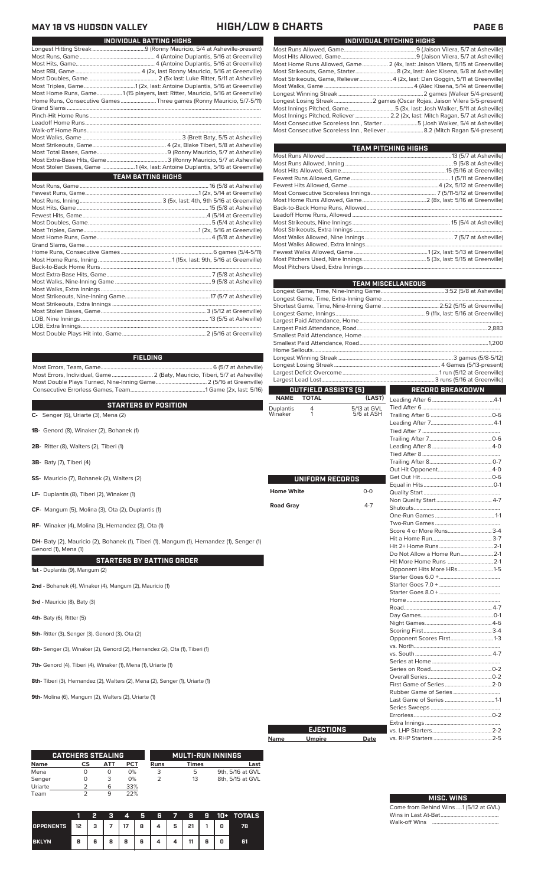# MAY 18 VS HUDSON VALLEY — HIGH/LOW & CHARTS

## INDIVIDUAL BATTING HIGHS

| | |
|---|---|
| Longest Hitting Streak | 9 (Ronny Mauricio, 5/4 at Asheville-present) |
| Most Runs, Game | 4 (Antoine Duplantis, 5/16 at Greenville) |
| Most Hits, Game | 4 (Antoine Duplantis, 5/16 at Greenville) |
| Most RBI, Game | 4 (2x, last Ronny Mauricio, 5/16 at Greenville) |
| Most Doubles, Game | 2 (5x last: Luke Ritter, 5/11 at Asheville) |
| Most Triples, Game | 1 (2x, last: Antoine Duplantis, 5/16 at Greenville) |
| Most Home Runs, Game | 1 (15 players, last: Ritter, Mauricio, 5/16 at Greenville) |
| Home Runs, Consecutive Games | Three games (Ronny Mauricio, 5/7-5/11) |
| Grand Slams | |
| Pinch-Hit Home Runs | |
| Leadoff Home Runs | |
| Walk-off Home Runs | |
| Most Walks, Game | 3 (Brett Baty, 5/5 at Asheville) |
| Most Strikeouts, Game | 4 (2x, Blake Tiberi, 5/8 at Asheville) |
| Most Total Bases, Game | 9 (Ronny Mauricio, 5/7 at Asheville) |
| Most Extra-Base Hits, Game | 3 (Ronny Mauricio, 5/7 at Asheville) |
| Most Stolen Bases, Game | 1 (4x, last: Antoine Duplantis, 5/16 at Greenville) |

## TEAM BATTING HIGHS

| | |
|---|---|
| Most Runs, Game | 16 (5/8 at Asheville) |
| Fewest Runs, Game | 1 (2x, 5/14 at Greenville) |
| Most Runs, Inning | 3 (5x, last: 4th, 9th 5/16 at Greenville) |
| Most Hits, Game | 15 (5/8 at Asheville) |
| Fewest Hits, Game | 4 (5/14 at Greenville) |
| Most Doubles, Game | 5 (5/4 at Asheville) |
| Most Triples, Game | 1 (2x, 5/16 at Greenville) |
| Most Home Runs, Game | 4 (5/8 at Asheville) |
| Grand Slams, Game | |
| Home Runs, Consecutive Games | 6 games (5/4-5/11) |
| Most Home Runs, Inning | 1 (15x, last: 9th, 5/16 at Greenville) |
| Back-to-Back Home Runs | |
| Most Extra-Base Hits, Game | 7 (5/8 at Asheville) |
| Most Walks, Nine-Inning Game | 9 (5/8 at Asheville) |
| Most Walks, Extra Innings | |
| Most Strikeouts, Nine-Inning Game | 17 (5/7 at Asheville) |
| Most Strikeouts, Extra Innings | |
| Most Stolen Bases, Game | 3 (5/12 at Greenville) |
| LOB, Nine Innings | 13 (5/5 at Asheville) |
| LOB, Extra Innings | |
| Most Double Plays Hit into, Game | 2 (5/16 at Greenville) |

## FIELDING

| | |
|---|---|
| Most Errors, Team, Game | 6 (5/7 at Asheville) |
| Most Errors, Individual, Game | 2 (Baty, Mauricio, Tiberi, 5/7 at Asheville) |
| Most Double Plays Turned, Nine-Inning Game | 2 (5/16 at Greenville) |
| Consecutive Errorless Games, Team | 1 Game (2x, last: 5/16) |

## STARTERS BY POSITION

**C-** Senger (6), Uriarte (3), Mena (2)

**1B-** Genord (8), Winaker (2), Bohanek (1)

**2B-** Ritter (8), Walters (2), Tiberi (1)

**3B-** Baty (7), Tiberi (4)

**SS-** Mauricio (7), Bohanek (2), Walters (2)

**LF-** Duplantis (8), Tiberi (2), Winaker (1)

**CF-** Mangum (5), Molina (3), Ota (2), Duplantis (1)

**RF-** Winaker (4), Molina (3), Hernandez (3), Ota (1)

**DH-** Baty (2), Mauricio (2), Bohanek (1), Tiberi (1), Mangum (1), Hernandez (1), Senger (1) Genord (1), Mena (1)

## STARTERS BY BATTING ORDER

**1st -** Duplantis (9), Mangum (2)

**2nd -** Bohanek (4), Winaker (4), Mangum (2), Mauricio (1)

**3rd -** Mauricio (8), Baty (3)

**4th-** Baty (6), Ritter (5)

**5th-** Ritter (3), Senger (3), Genord (3), Ota (2)

**6th-** Senger (3), Winaker (2), Genord (2), Hernandez (2), Ota (1), Tiberi (1)

**7th-** Genord (4), Tiberi (4), Winaker (1), Mena (1), Uriarte (1)

**8th-** Tiberi (3), Hernandez (3), Walters (2), Mena (2), Senger (1), Uriarte (1)

**9th-** Molina (6), Mangum (2), Walters (2), Uriarte (1)

## CATCHERS STEALING

| Name | CS | ATT | PCT |
|---|---|---|---|
| Mena | 0 | 0 | 0% |
| Senger | 0 | 3 | 0% |
| Uriarte | 2 | 6 | 33% |
| Team | 2 | 9 | 22% |

## MULTI-RUN INNINGS

| Runs | Times | Last |
|---|---|---|
| 3 | 5 | 9th, 5/16 at GVL |
| 2 | 13 | 8th, 5/15 at GVL |

| | 1 | 2 | 3 | 4 | 5 | 6 | 7 | 8 | 9 | 10+ | TOTALS |
|---|---|---|---|---|---|---|---|---|---|---|---|
| OPPONENTS | 12 | 3 | 7 | 17 | 8 | 4 | 5 | 21 | 1 | 0 | 78 |
| BKLYN | 8 | 6 | 8 | 8 | 6 | 4 | 4 | 11 | 6 | 0 | 61 |

## INDIVIDUAL PITCHING HIGHS

| | |
|---|---|
| Most Runs Allowed, Game | 9 (Jaison Vilera, 5/7 at Asheville) |
| Most Hits Allowed, Game | 9 (Jaison Vilera, 5/7 at Asheville) |
| Most Home Runs Allowed, Game | 2 (4x, last: Jaison Vilera, 5/15 at Greenville) |
| Most Strikeouts, Game, Starter | 8 (2x, last: Alec Kisena, 5/8 at Asheville) |
| Most Strikeouts, Game, Reliever | 4 (2x, last: Dan Goggin, 5/11 at Asheville) |
| Most Walks, Game | 4 (Alec Kisena, 5/14 at Greenville) |
| Longest Winning Streak | 2 games (Walker 5/4-present) |
| Longest Losing Streak | 2 games (Oscar Rojas, Jaison Vilera 5/5-present) |
| Most Innings Pitched, Game | 5 (3x, last: Josh Walker, 5/11 at Asheville) |
| Most Innings Pitched, Reliever | 2.2 (2x, last: Mitch Ragan, 5/7 at Asheville) |
| Most Consecutive Scoreless Inn., Starter | 5 (Josh Walker, 5/4 at Asheville) |
| Most Consecutive Scoreless Inn., Reliever | 8.2 (Mitch Ragan 5/4-present) |

## TEAM PITCHING HIGHS

| | |
|---|---|
| Most Runs Allowed | 13 (5/7 at Asheville) |
| Most Runs Allowed, Inning | 9 (5/8 at Asheville) |
| Most Hits Allowed, Game | 15 (5/16 at Greenville) |
| Fewest Runs Allowed, Game | 1 (5/11 at Greenville) |
| Fewest Hits Allowed, Game | 4 (2x, 5/12 at Greenville) |
| Most Consecutive Scoreless Innings | 7 (5/11-5/12 at Greenville) |
| Most Home Runs Allowed, Game | 2 (8x, last: 5/16 at Greenville) |
| Back-to-Back Home Runs, Allowed | |
| Leadoff Home Runs, Allowed | |
| Most Strikeouts, Nine Innings | 15 (5/4 at Asheville) |
| Most Strikeouts, Extra Innings | |
| Most Walks Allowed, Nine Innings | 7 (5/7 at Asheville) |
| Most Walks Allowed, Extra Innings | |
| Fewest Walks Allowed, Game | 1 (2x, last: 5/13 at Greenville) |
| Most Pitchers Used, Nine Innings | 5 (3x, last: 5/15 at Greenville) |
| Most Pitchers Used, Extra Innings | |

## TEAM MISCELLANEOUS

| | |
|---|---|
| Longest Game, Time, Nine-Inning Game | 3:52 (5/8 at Asheville) |
| Longest Game, Time, Extra-Inning Game | |
| Shortest Game, Time, Nine-Inning Game | 2:52 (5/15 at Greenville) |
| Longest Game, Innings | 9 (11x, last: 5/16 at Greenville) |
| Largest Paid Attendance, Home | |
| Largest Paid Attendance, Road | 2,883 |
| Smallest Paid Attendance, Home | |
| Smallest Paid Attendance, Road | 1,200 |
| Home Sellouts | |
| Longest Winning Streak | 3 games (5/8-5/12) |
| Longest Losing Streak | 4 Games (5/13-present) |
| Largest Deficit Overcome | 1 run (5/12 at Greenville) |
| Largest Lead Lost | 3 runs (5/16 at Greenville) |

## OUTFIELD ASSISTS (5)

| NAME | TOTAL | (LAST) |
|---|---|---|
| Duplantis | 4 | 5/13 at GVL |
| Winaker | 1 | 5/6 at ASH |

## UNIFORM RECORDS

| | |
|---|---|
| Home White | 0-0 |
| Road Gray | 4-7 |

## EJECTIONS

| Name | Umpire | Date |
|---|---|---|

## RECORD BREAKDOWN

| | |
|---|---|
| Leading After 6 | 4-1 |
| Tied After 6 | |
| Trailing After 6 | 0-6 |
| Leading After 7 | 4-1 |
| Tied After 7 | |
| Trailing After 7 | 0-6 |
| Leading After 8 | 4-0 |
| Tied After 8 | |
| Trailing After 8 | 0-7 |
| Out Hit Opponent | 4-0 |
| Get Out Hit | 0-6 |
| Equal in Hits | 0-1 |
| Quality Start | |
| Non Quality Start | 4-7 |
| Shutouts | |
| One-Run Games | 1-1 |
| Two-Run Games | |
| Score 4 or More Runs | 3-4 |
| Hit a Home Run | 3-7 |
| Hit 2+ Home Runs | 2-1 |
| Do Not Allow a Home Run | 2-1 |
| Hit More Home Runs | 2-1 |
| Opponent Hits More HRs | 1-5 |
| Starter Goes 6.0 + | |
| Starter Goes 7.0 + | |
| Starter Goes 8.0 + | |
| Home | |
| Road | 4-7 |
| Day Games | 0-1 |
| Night Games | 4-6 |
| Scoring First | 3-4 |
| Opponent Scores First | 1-3 |
| vs. North | |
| vs. South | 4-7 |
| Series at Home | |
| Series on Road | 0-2 |
| Overall Series | 0-2 |
| First Game of Series | 2-0 |
| Rubber Game of Series | |
| Last Game of Series | 1-1 |
| Series Sweeps | |
| Errorless | 0-2 |
| Extra Innings | |
| vs. LHP Starters | 2-2 |
| vs. RHP Starters | 2-5 |

## MISC. WINS

| | |
|---|---|
| Come from Behind Wins | 1 (5/12 at GVL) |
| Wins in Last At-Bat | |
| Walk-off Wins | |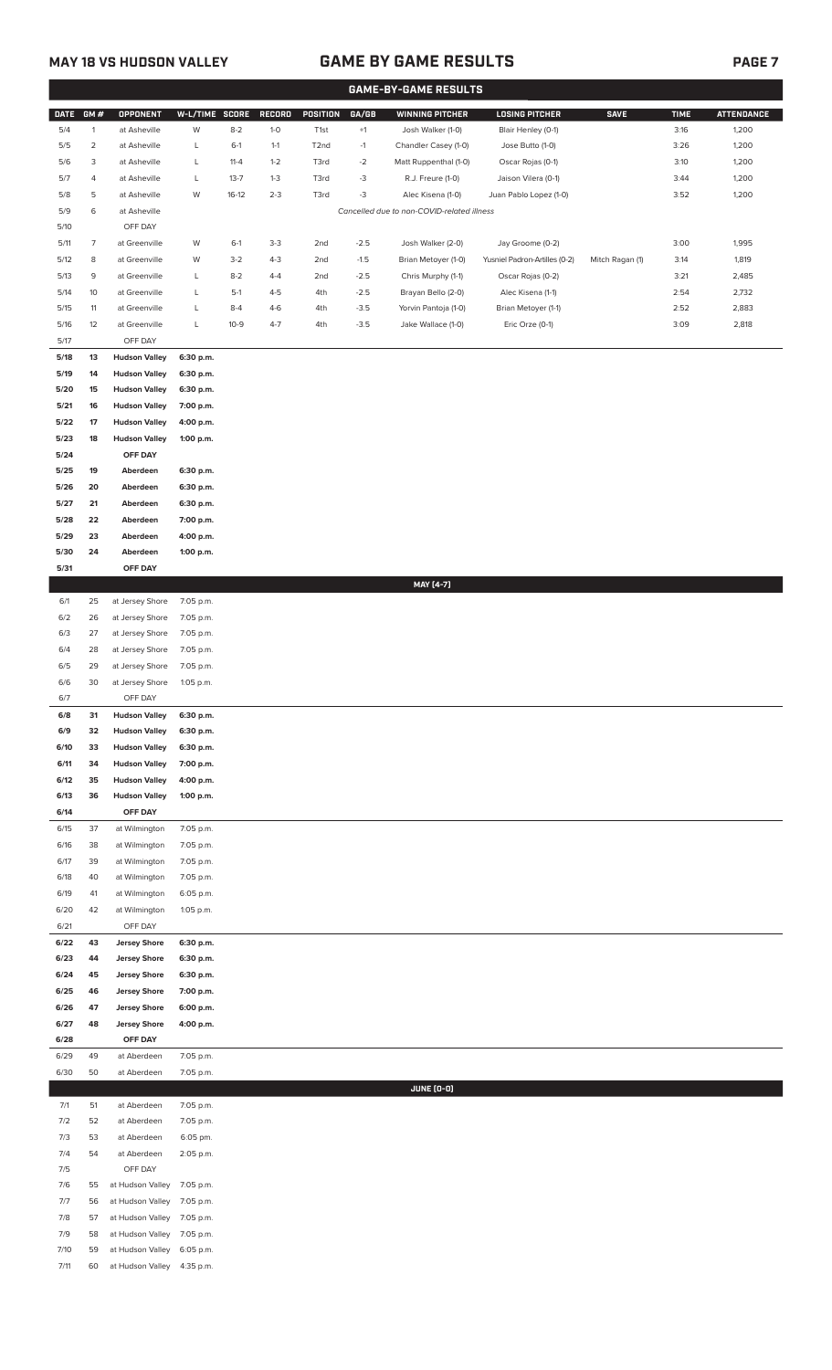## MAY 18 VS HUDSON VALLEY — GAME BY GAME RESULTS

### GAME-BY-GAME RESULTS

| DATE | GM # | OPPONENT | W-L/TIME | SCORE | RECORD | POSITION | GA/GB | WINNING PITCHER | LOSING PITCHER | SAVE | TIME | ATTENDANCE |
|---|---|---|---|---|---|---|---|---|---|---|---|---|
| 5/4 | 1 | at Asheville | W | 8-2 | 1-0 | T1st | +1 | Josh Walker (1-0) | Blair Henley (0-1) | | 3:16 | 1,200 |
| 5/5 | 2 | at Asheville | L | 6-1 | 1-1 | T2nd | -1 | Chandler Casey (1-0) | Jose Butto (1-0) | | 3:26 | 1,200 |
| 5/6 | 3 | at Asheville | L | 11-4 | 1-2 | T3rd | -2 | Matt Ruppenthal (1-0) | Oscar Rojas (0-1) | | 3:10 | 1,200 |
| 5/7 | 4 | at Asheville | L | 13-7 | 1-3 | T3rd | -3 | R.J. Freure (1-0) | Jaison Vilera (0-1) | | 3:44 | 1,200 |
| 5/8 | 5 | at Asheville | W | 16-12 | 2-3 | T3rd | -3 | Alec Kisena (1-0) | Juan Pablo Lopez (1-0) | | 3:52 | 1,200 |
| 5/9 | 6 | at Asheville | | | | | | *Cancelled due to non-COVID-related illness* | | | | |
| 5/10 | | OFF DAY | | | | | | | | | | |
| 5/11 | 7 | at Greenville | W | 6-1 | 3-3 | 2nd | -2.5 | Josh Walker (2-0) | Jay Groome (0-2) | | 3:00 | 1,995 |
| 5/12 | 8 | at Greenville | W | 3-2 | 4-3 | 2nd | -1.5 | Brian Metoyer (1-0) | Yusniel Padron-Artilles (0-2) | Mitch Ragan (1) | 3:14 | 1,819 |
| 5/13 | 9 | at Greenville | L | 8-2 | 4-4 | 2nd | -2.5 | Chris Murphy (1-1) | Oscar Rojas (0-2) | | 3:21 | 2,485 |
| 5/14 | 10 | at Greenville | L | 5-1 | 4-5 | 4th | -2.5 | Brayan Bello (2-0) | Alec Kisena (1-1) | | 2:54 | 2,732 |
| 5/15 | 11 | at Greenville | L | 8-4 | 4-6 | 4th | -3.5 | Yorvin Pantoja (1-0) | Brian Metoyer (1-1) | | 2:52 | 2,883 |
| 5/16 | 12 | at Greenville | L | 10-9 | 4-7 | 4th | -3.5 | Jake Wallace (1-0) | Eric Orze (0-1) | | 3:09 | 2,818 |
| 5/17 | | OFF DAY | | | | | | | | | | |
| **5/18** | **13** | **Hudson Valley** | **6:30 p.m.** | | | | | | | | | |
| **5/19** | **14** | **Hudson Valley** | **6:30 p.m.** | | | | | | | | | |
| **5/20** | **15** | **Hudson Valley** | **6:30 p.m.** | | | | | | | | | |
| **5/21** | **16** | **Hudson Valley** | **7:00 p.m.** | | | | | | | | | |
| **5/22** | **17** | **Hudson Valley** | **4:00 p.m.** | | | | | | | | | |
| **5/23** | **18** | **Hudson Valley** | **1:00 p.m.** | | | | | | | | | |
| **5/24** | | **OFF DAY** | | | | | | | | | | |
| **5/25** | **19** | **Aberdeen** | **6:30 p.m.** | | | | | | | | | |
| **5/26** | **20** | **Aberdeen** | **6:30 p.m.** | | | | | | | | | |
| **5/27** | **21** | **Aberdeen** | **6:30 p.m.** | | | | | | | | | |
| **5/28** | **22** | **Aberdeen** | **7:00 p.m.** | | | | | | | | | |
| **5/29** | **23** | **Aberdeen** | **4:00 p.m.** | | | | | | | | | |
| **5/30** | **24** | **Aberdeen** | **1:00 p.m.** | | | | | | | | | |
| **5/31** | | **OFF DAY** | | | | | | | | | | |
| | | | | | | | | **MAY [4-7]** | | | | |
| 6/1 | 25 | at Jersey Shore | 7:05 p.m. | | | | | | | | | |
| 6/2 | 26 | at Jersey Shore | 7:05 p.m. | | | | | | | | | |
| 6/3 | 27 | at Jersey Shore | 7:05 p.m. | | | | | | | | | |
| 6/4 | 28 | at Jersey Shore | 7:05 p.m. | | | | | | | | | |
| 6/5 | 29 | at Jersey Shore | 7:05 p.m. | | | | | | | | | |
| 6/6 | 30 | at Jersey Shore | 1:05 p.m. | | | | | | | | | |
| 6/7 | | OFF DAY | | | | | | | | | | |
| **6/8** | **31** | **Hudson Valley** | **6:30 p.m.** | | | | | | | | | |
| **6/9** | **32** | **Hudson Valley** | **6:30 p.m.** | | | | | | | | | |
| **6/10** | **33** | **Hudson Valley** | **6:30 p.m.** | | | | | | | | | |
| **6/11** | **34** | **Hudson Valley** | **7:00 p.m.** | | | | | | | | | |
| **6/12** | **35** | **Hudson Valley** | **4:00 p.m.** | | | | | | | | | |
| **6/13** | **36** | **Hudson Valley** | **1:00 p.m.** | | | | | | | | | |
| **6/14** | | **OFF DAY** | | | | | | | | | | |
| 6/15 | 37 | at Wilmington | 7:05 p.m. | | | | | | | | | |
| 6/16 | 38 | at Wilmington | 7:05 p.m. | | | | | | | | | |
| 6/17 | 39 | at Wilmington | 7:05 p.m. | | | | | | | | | |
| 6/18 | 40 | at Wilmington | 7:05 p.m. | | | | | | | | | |
| 6/19 | 41 | at Wilmington | 6:05 p.m. | | | | | | | | | |
| 6/20 | 42 | at Wilmington | 1:05 p.m. | | | | | | | | | |
| 6/21 | | OFF DAY | | | | | | | | | | |
| **6/22** | **43** | **Jersey Shore** | **6:30 p.m.** | | | | | | | | | |
| **6/23** | **44** | **Jersey Shore** | **6:30 p.m.** | | | | | | | | | |
| **6/24** | **45** | **Jersey Shore** | **6:30 p.m.** | | | | | | | | | |
| **6/25** | **46** | **Jersey Shore** | **7:00 p.m.** | | | | | | | | | |
| **6/26** | **47** | **Jersey Shore** | **6:00 p.m.** | | | | | | | | | |
| **6/27** | **48** | **Jersey Shore** | **4:00 p.m.** | | | | | | | | | |
| **6/28** | | **OFF DAY** | | | | | | | | | | |
| 6/29 | 49 | at Aberdeen | 7:05 p.m. | | | | | | | | | |
| 6/30 | 50 | at Aberdeen | 7:05 p.m. | | | | | | | | | |
| | | | | | | | | **JUNE [0-0]** | | | | |
| 7/1 | 51 | at Aberdeen | 7:05 p.m. | | | | | | | | | |
| 7/2 | 52 | at Aberdeen | 7:05 p.m. | | | | | | | | | |
| 7/3 | 53 | at Aberdeen | 6:05 pm. | | | | | | | | | |
| 7/4 | 54 | at Aberdeen | 2:05 p.m. | | | | | | | | | |
| 7/5 | | OFF DAY | | | | | | | | | | |
| 7/6 | 55 | at Hudson Valley | 7:05 p.m. | | | | | | | | | |
| 7/7 | 56 | at Hudson Valley | 7:05 p.m. | | | | | | | | | |
| 7/8 | 57 | at Hudson Valley | 7:05 p.m. | | | | | | | | | |
| 7/9 | 58 | at Hudson Valley | 7:05 p.m. | | | | | | | | | |
| 7/10 | 59 | at Hudson Valley | 6:05 p.m. | | | | | | | | | |
| 7/11 | 60 | at Hudson Valley | 4:35 p.m. | | | | | | | | | |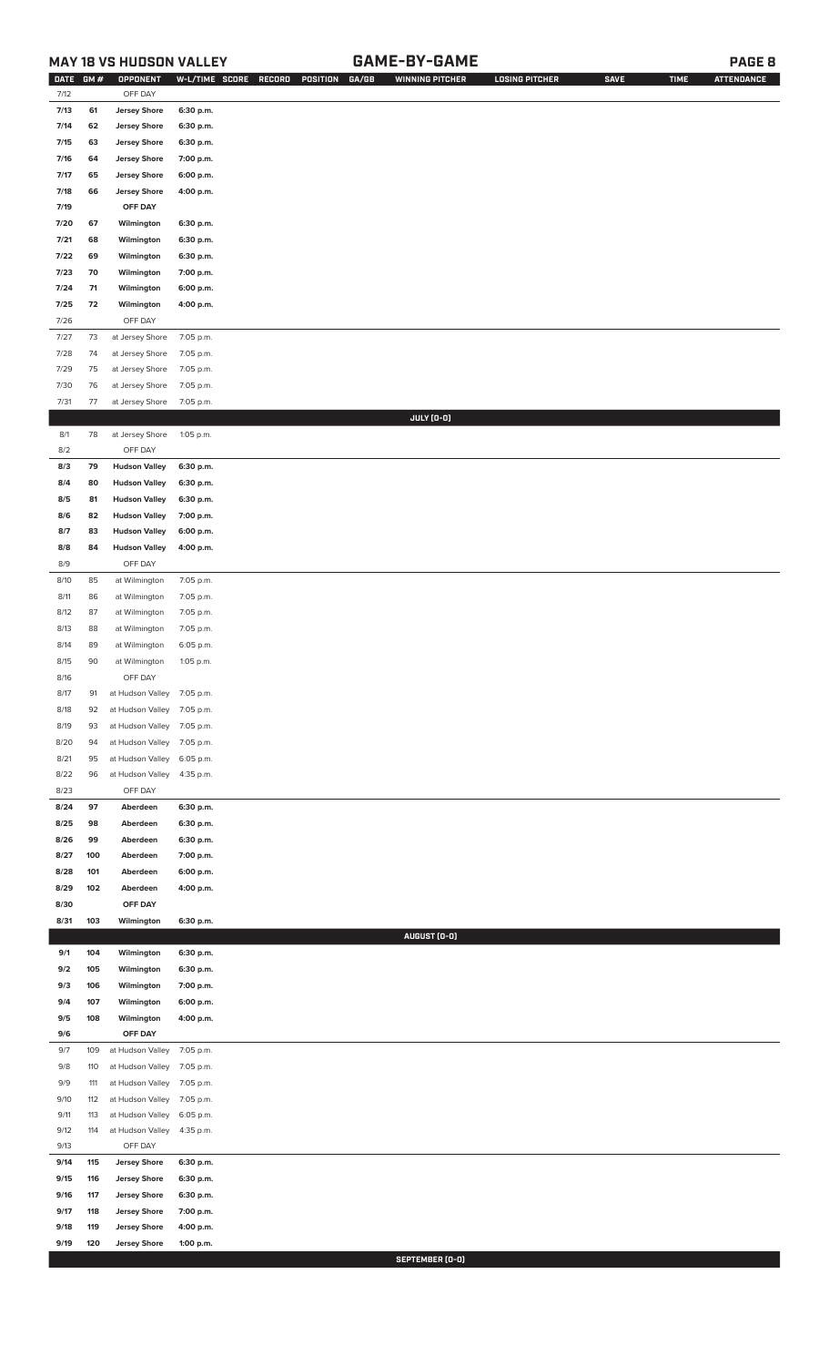## MAY 18 VS HUDSON VALLEY — GAME-BY-GAME

| DATE | GM # | OPPONENT | W-L/TIME | SCORE | RECORD | POSITION | GA/GB | WINNING PITCHER | LOSING PITCHER | SAVE | TIME | ATTENDANCE |
|---|---|---|---|---|---|---|---|---|---|---|---|---|
| 7/12 | | OFF DAY | | | | | | | | | | |
| 7/13 | 61 | Jersey Shore | 6:30 p.m. | | | | | | | | | |
| 7/14 | 62 | Jersey Shore | 6:30 p.m. | | | | | | | | | |
| 7/15 | 63 | Jersey Shore | 6:30 p.m. | | | | | | | | | |
| 7/16 | 64 | Jersey Shore | 7:00 p.m. | | | | | | | | | |
| 7/17 | 65 | Jersey Shore | 6:00 p.m. | | | | | | | | | |
| 7/18 | 66 | Jersey Shore | 4:00 p.m. | | | | | | | | | |
| 7/19 | | OFF DAY | | | | | | | | | | |
| 7/20 | 67 | Wilmington | 6:30 p.m. | | | | | | | | | |
| 7/21 | 68 | Wilmington | 6:30 p.m. | | | | | | | | | |
| 7/22 | 69 | Wilmington | 6:30 p.m. | | | | | | | | | |
| 7/23 | 70 | Wilmington | 7:00 p.m. | | | | | | | | | |
| 7/24 | 71 | Wilmington | 6:00 p.m. | | | | | | | | | |
| 7/25 | 72 | Wilmington | 4:00 p.m. | | | | | | | | | |
| 7/26 | | OFF DAY | | | | | | | | | | |
| 7/27 | 73 | at Jersey Shore | 7:05 p.m. | | | | | | | | | |
| 7/28 | 74 | at Jersey Shore | 7:05 p.m. | | | | | | | | | |
| 7/29 | 75 | at Jersey Shore | 7:05 p.m. | | | | | | | | | |
| 7/30 | 76 | at Jersey Shore | 7:05 p.m. | | | | | | | | | |
| 7/31 | 77 | at Jersey Shore | 7:05 p.m. | | | | | | | | | |
| | | | | | | | | **JULY (0-0)** | | | | |
| 8/1 | 78 | at Jersey Shore | 1:05 p.m. | | | | | | | | | |
| 8/2 | | OFF DAY | | | | | | | | | | |
| 8/3 | 79 | Hudson Valley | 6:30 p.m. | | | | | | | | | |
| 8/4 | 80 | Hudson Valley | 6:30 p.m. | | | | | | | | | |
| 8/5 | 81 | Hudson Valley | 6:30 p.m. | | | | | | | | | |
| 8/6 | 82 | Hudson Valley | 7:00 p.m. | | | | | | | | | |
| 8/7 | 83 | Hudson Valley | 6:00 p.m. | | | | | | | | | |
| 8/8 | 84 | Hudson Valley | 4:00 p.m. | | | | | | | | | |
| 8/9 | | OFF DAY | | | | | | | | | | |
| 8/10 | 85 | at Wilmington | 7:05 p.m. | | | | | | | | | |
| 8/11 | 86 | at Wilmington | 7:05 p.m. | | | | | | | | | |
| 8/12 | 87 | at Wilmington | 7:05 p.m. | | | | | | | | | |
| 8/13 | 88 | at Wilmington | 7:05 p.m. | | | | | | | | | |
| 8/14 | 89 | at Wilmington | 6:05 p.m. | | | | | | | | | |
| 8/15 | 90 | at Wilmington | 1:05 p.m. | | | | | | | | | |
| 8/16 | | OFF DAY | | | | | | | | | | |
| 8/17 | 91 | at Hudson Valley | 7:05 p.m. | | | | | | | | | |
| 8/18 | 92 | at Hudson Valley | 7:05 p.m. | | | | | | | | | |
| 8/19 | 93 | at Hudson Valley | 7:05 p.m. | | | | | | | | | |
| 8/20 | 94 | at Hudson Valley | 7:05 p.m. | | | | | | | | | |
| 8/21 | 95 | at Hudson Valley | 6:05 p.m. | | | | | | | | | |
| 8/22 | 96 | at Hudson Valley | 4:35 p.m. | | | | | | | | | |
| 8/23 | | OFF DAY | | | | | | | | | | |
| 8/24 | 97 | Aberdeen | 6:30 p.m. | | | | | | | | | |
| 8/25 | 98 | Aberdeen | 6:30 p.m. | | | | | | | | | |
| 8/26 | 99 | Aberdeen | 6:30 p.m. | | | | | | | | | |
| 8/27 | 100 | Aberdeen | 7:00 p.m. | | | | | | | | | |
| 8/28 | 101 | Aberdeen | 6:00 p.m. | | | | | | | | | |
| 8/29 | 102 | Aberdeen | 4:00 p.m. | | | | | | | | | |
| 8/30 | | OFF DAY | | | | | | | | | | |
| 8/31 | 103 | Wilmington | 6:30 p.m. | | | | | | | | | |
| | | | | | | | | **AUGUST (0-0)** | | | | |
| 9/1 | 104 | Wilmington | 6:30 p.m. | | | | | | | | | |
| 9/2 | 105 | Wilmington | 6:30 p.m. | | | | | | | | | |
| 9/3 | 106 | Wilmington | 7:00 p.m. | | | | | | | | | |
| 9/4 | 107 | Wilmington | 6:00 p.m. | | | | | | | | | |
| 9/5 | 108 | Wilmington | 4:00 p.m. | | | | | | | | | |
| 9/6 | | OFF DAY | | | | | | | | | | |
| 9/7 | 109 | at Hudson Valley | 7:05 p.m. | | | | | | | | | |
| 9/8 | 110 | at Hudson Valley | 7:05 p.m. | | | | | | | | | |
| 9/9 | 111 | at Hudson Valley | 7:05 p.m. | | | | | | | | | |
| 9/10 | 112 | at Hudson Valley | 7:05 p.m. | | | | | | | | | |
| 9/11 | 113 | at Hudson Valley | 6:05 p.m. | | | | | | | | | |
| 9/12 | 114 | at Hudson Valley | 4:35 p.m. | | | | | | | | | |
| 9/13 | | OFF DAY | | | | | | | | | | |
| 9/14 | 115 | Jersey Shore | 6:30 p.m. | | | | | | | | | |
| 9/15 | 116 | Jersey Shore | 6:30 p.m. | | | | | | | | | |
| 9/16 | 117 | Jersey Shore | 6:30 p.m. | | | | | | | | | |
| 9/17 | 118 | Jersey Shore | 7:00 p.m. | | | | | | | | | |
| 9/18 | 119 | Jersey Shore | 4:00 p.m. | | | | | | | | | |
| 9/19 | 120 | Jersey Shore | 1:00 p.m. | | | | | | | | | |
| | | | | | | | | **SEPTEMBER (0-0)** | | | | |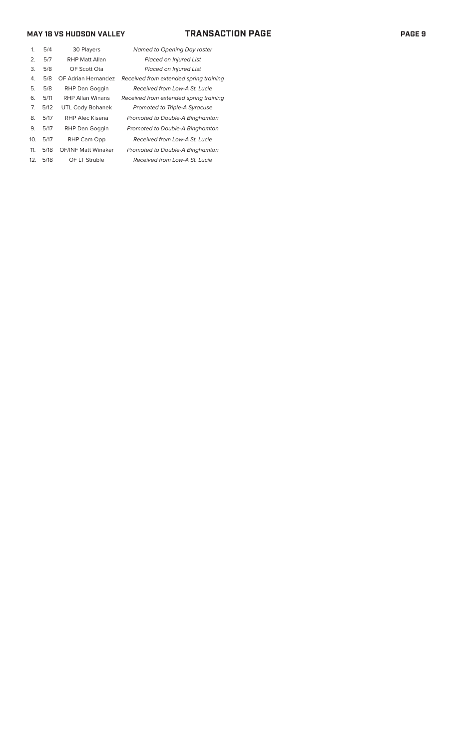# TRANSACTION PAGE

| | | | |
|---|---|---|---|
| 1. | 5/4 | 30 Players | *Named to Opening Day roster* |
| 2. | 5/7 | RHP Matt Allan | *Placed on Injured List* |
| 3. | 5/8 | OF Scott Ota | *Placed on Injured List* |
| 4. | 5/8 | OF Adrian Hernandez | *Received from extended spring training* |
| 5. | 5/8 | RHP Dan Goggin | *Received from Low-A St. Lucie* |
| 6. | 5/11 | RHP Allan Winans | *Received from extended spring training* |
| 7. | 5/12 | UTL Cody Bohanek | *Promoted to Triple-A Syracuse* |
| 8. | 5/17 | RHP Alec Kisena | *Promoted to Double-A Binghamton* |
| 9. | 5/17 | RHP Dan Goggin | *Promoted to Double-A Binghamton* |
| 10. | 5/17 | RHP Cam Opp | *Received from Low-A St. Lucie* |
| 11. | 5/18 | OF/INF Matt Winaker | *Promoted to Double-A Binghamton* |
| 12. | 5/18 | OF LT Struble | *Received from Low-A St. Lucie* |